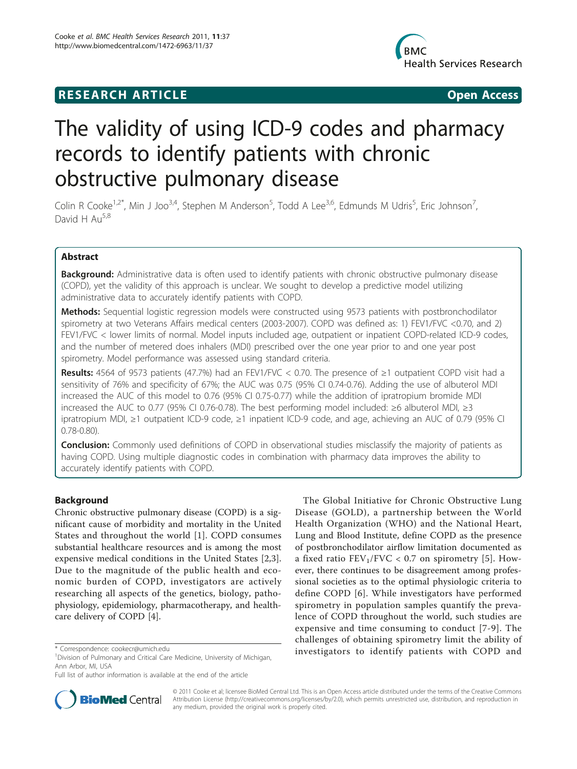RESEARCH ARTICLE Open Access

# The validity of using ICD-9 codes and pharmacy records to identify patients with chronic obstructive pulmonary disease

Colin R Cooke[1,2*], Min J Joo[3,4], Stephen M Anderson[5], Todd A Lee[3,6], Edmunds M Udris[5], Eric Johnson[7], David H Au[5,8]

## Abstract

**Background:** Administrative data is often used to identify patients with chronic obstructive pulmonary disease (COPD), yet the validity of this approach is unclear. We sought to develop a predictive model utilizing administrative data to accurately identify patients with COPD.

**Methods:** Sequential logistic regression models were constructed using 9573 patients with postbronchodilator spirometry at two Veterans Affairs medical centers (2003-2007). COPD was defined as: 1) FEV1/FVC <0.70, and 2) FEV1/FVC < lower limits of normal. Model inputs included age, outpatient or inpatient COPD-related ICD-9 codes, and the number of metered does inhalers (MDI) prescribed over the one year prior to and one year post spirometry. Model performance was assessed using standard criteria.

**Results:** 4564 of 9573 patients (47.7%) had an FEV1/FVC < 0.70. The presence of ≥1 outpatient COPD visit had a sensitivity of 76% and specificity of 67%; the AUC was 0.75 (95% CI 0.74-0.76). Adding the use of albuterol MDI increased the AUC of this model to 0.76 (95% CI 0.75-0.77) while the addition of ipratropium bromide MDI increased the AUC to 0.77 (95% CI 0.76-0.78). The best performing model included: ≥6 albuterol MDI, ≥3 ipratropium MDI, ≥1 outpatient ICD-9 code, ≥1 inpatient ICD-9 code, and age, achieving an AUC of 0.79 (95% CI 0.78-0.80).

**Conclusion:** Commonly used definitions of COPD in observational studies misclassify the majority of patients as having COPD. Using multiple diagnostic codes in combination with pharmacy data improves the ability to accurately identify patients with COPD.

## Background

Chronic obstructive pulmonary disease (COPD) is a significant cause of morbidity and mortality in the United States and throughout the world [1]. COPD consumes substantial healthcare resources and is among the most expensive medical conditions in the United States [2,3]. Due to the magnitude of the public health and economic burden of COPD, investigators are actively researching all aspects of the genetics, biology, pathophysiology, epidemiology, pharmacotherapy, and healthcare delivery of COPD [4].

The Global Initiative for Chronic Obstructive Lung Disease (GOLD), a partnership between the World Health Organization (WHO) and the National Heart, Lung and Blood Institute, define COPD as the presence of postbronchodilator airflow limitation documented as a fixed ratio $FEV_1/FVC < 0.7$ on spirometry [5]. However, there continues to be disagreement among professional societies as to the optimal physiologic criteria to define COPD [6]. While investigators have performed spirometry in population samples quantify the prevalence of COPD throughout the world, such studies are expensive and time consuming to conduct [7-9]. The challenges of obtaining spirometry limit the ability of investigators to identify patients with COPD and

* Correspondence: cookecr@umich.edu
[1]Division of Pulmonary and Critical Care Medicine, University of Michigan, Ann Arbor, MI, USA
Full list of author information is available at the end of the article

© 2011 Cooke et al; licensee BioMed Central Ltd. This is an Open Access article distributed under the terms of the Creative Commons Attribution License (http://creativecommons.org/licenses/by/2.0), which permits unrestricted use, distribution, and reproduction in any medium, provided the original work is properly cited.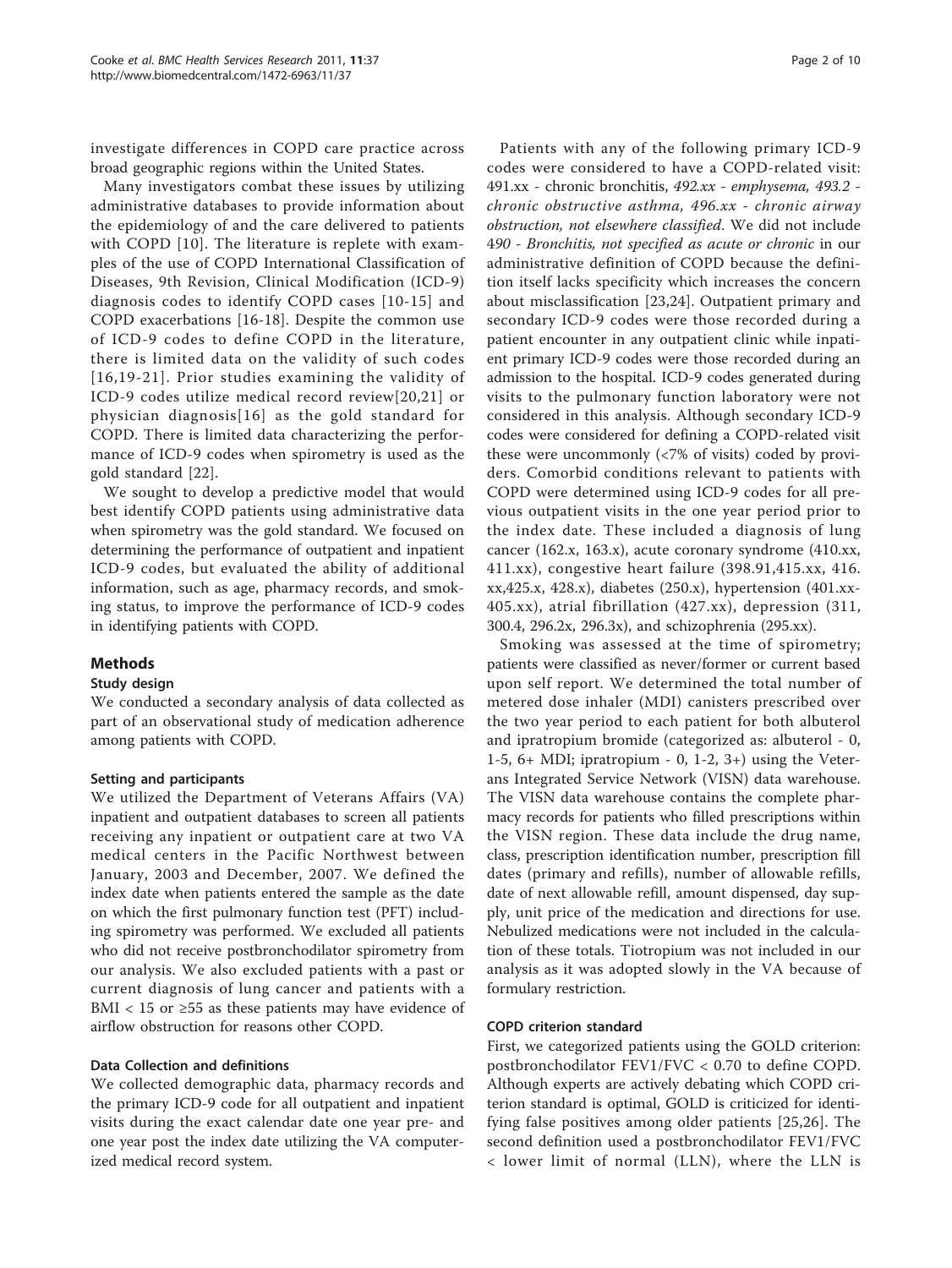investigate differences in COPD care practice across broad geographic regions within the United States.

Many investigators combat these issues by utilizing administrative databases to provide information about the epidemiology of and the care delivered to patients with COPD [10]. The literature is replete with examples of the use of COPD International Classification of Diseases, 9th Revision, Clinical Modification (ICD-9) diagnosis codes to identify COPD cases [10-15] and COPD exacerbations [16-18]. Despite the common use of ICD-9 codes to define COPD in the literature, there is limited data on the validity of such codes [16,19-21]. Prior studies examining the validity of ICD-9 codes utilize medical record review[20,21] or physician diagnosis[16] as the gold standard for COPD. There is limited data characterizing the performance of ICD-9 codes when spirometry is used as the gold standard [22].

We sought to develop a predictive model that would best identify COPD patients using administrative data when spirometry was the gold standard. We focused on determining the performance of outpatient and inpatient ICD-9 codes, but evaluated the ability of additional information, such as age, pharmacy records, and smoking status, to improve the performance of ICD-9 codes in identifying patients with COPD.

## Methods

### Study design

We conducted a secondary analysis of data collected as part of an observational study of medication adherence among patients with COPD.

### Setting and participants

We utilized the Department of Veterans Affairs (VA) inpatient and outpatient databases to screen all patients receiving any inpatient or outpatient care at two VA medical centers in the Pacific Northwest between January, 2003 and December, 2007. We defined the index date when patients entered the sample as the date on which the first pulmonary function test (PFT) including spirometry was performed. We excluded all patients who did not receive postbronchodilator spirometry from our analysis. We also excluded patients with a past or current diagnosis of lung cancer and patients with a BMI < 15 or ≥55 as these patients may have evidence of airflow obstruction for reasons other COPD.

### Data Collection and definitions

We collected demographic data, pharmacy records and the primary ICD-9 code for all outpatient and inpatient visits during the exact calendar date one year pre- and one year post the index date utilizing the VA computerized medical record system.

Patients with any of the following primary ICD-9 codes were considered to have a COPD-related visit: 491.xx - chronic bronchitis, *492.xx - emphysema, 493.2 - chronic obstructive asthma, 496.xx - chronic airway obstruction, not elsewhere classified*. We did not include 490 - *Bronchitis, not specified as acute or chronic* in our administrative definition of COPD because the definition itself lacks specificity which increases the concern about misclassification [23,24]. Outpatient primary and secondary ICD-9 codes were those recorded during a patient encounter in any outpatient clinic while inpatient primary ICD-9 codes were those recorded during an admission to the hospital. ICD-9 codes generated during visits to the pulmonary function laboratory were not considered in this analysis. Although secondary ICD-9 codes were considered for defining a COPD-related visit these were uncommonly (<7% of visits) coded by providers. Comorbid conditions relevant to patients with COPD were determined using ICD-9 codes for all previous outpatient visits in the one year period prior to the index date. These included a diagnosis of lung cancer (162.x, 163.x), acute coronary syndrome (410.xx, 411.xx), congestive heart failure (398.91,415.xx, 416.xx,425.x, 428.x), diabetes (250.x), hypertension (401.xx-405.xx), atrial fibrillation (427.xx), depression (311, 300.4, 296.2x, 296.3x), and schizophrenia (295.xx).

Smoking was assessed at the time of spirometry; patients were classified as never/former or current based upon self report. We determined the total number of metered dose inhaler (MDI) canisters prescribed over the two year period to each patient for both albuterol and ipratropium bromide (categorized as: albuterol - 0, 1-5, 6+ MDI; ipratropium - 0, 1-2, 3+) using the Veterans Integrated Service Network (VISN) data warehouse. The VISN data warehouse contains the complete pharmacy records for patients who filled prescriptions within the VISN region. These data include the drug name, class, prescription identification number, prescription fill dates (primary and refills), number of allowable refills, date of next allowable refill, amount dispensed, day supply, unit price of the medication and directions for use. Nebulized medications were not included in the calculation of these totals. Tiotropium was not included in our analysis as it was adopted slowly in the VA because of formulary restriction.

### COPD criterion standard

First, we categorized patients using the GOLD criterion: postbronchodilator FEV1/FVC < 0.70 to define COPD. Although experts are actively debating which COPD criterion standard is optimal, GOLD is criticized for identifying false positives among older patients [25,26]. The second definition used a postbronchodilator FEV1/FVC < lower limit of normal (LLN), where the LLN is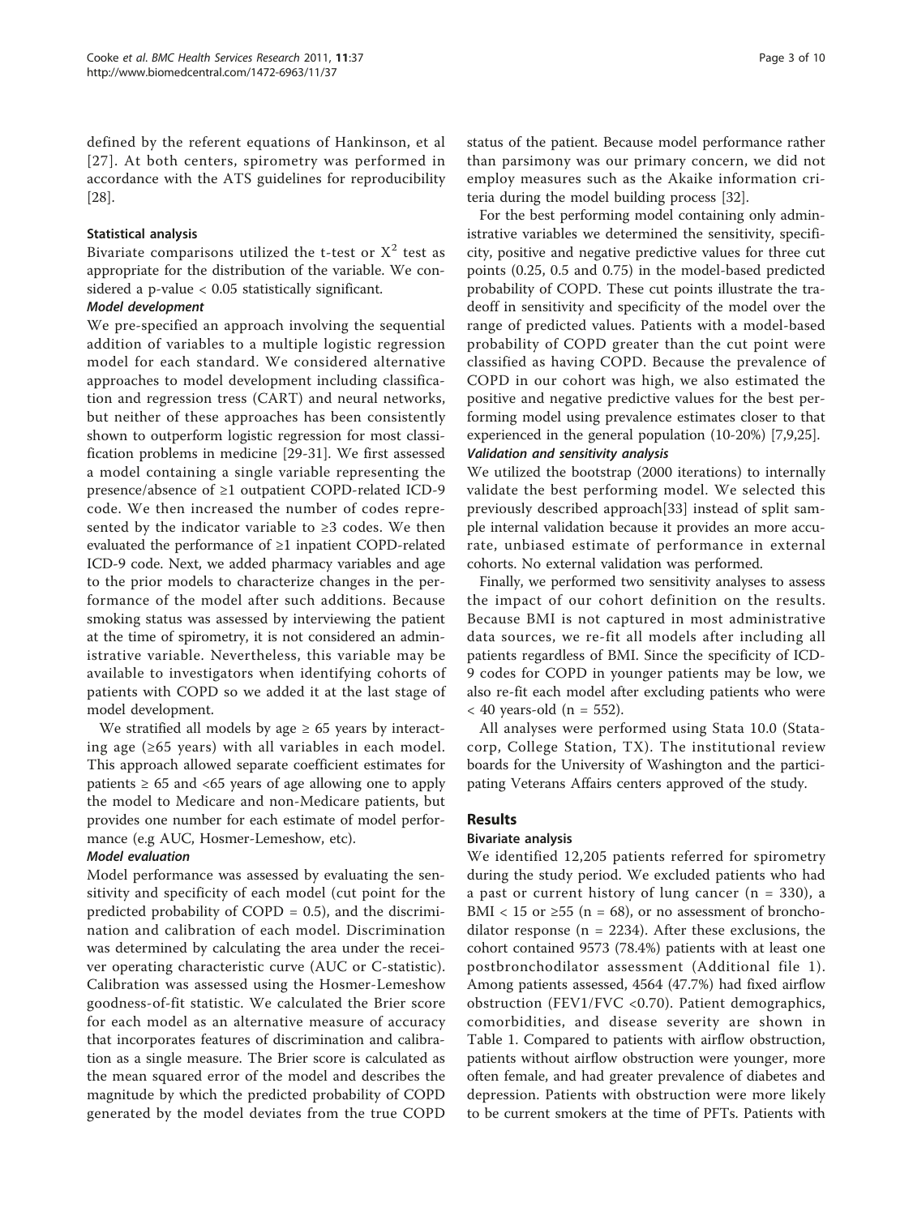defined by the referent equations of Hankinson, et al [27]. At both centers, spirometry was performed in accordance with the ATS guidelines for reproducibility [28].

### Statistical analysis

Bivariate comparisons utilized the t-test or $X^2$ test as appropriate for the distribution of the variable. We considered a p-value < 0.05 statistically significant.

#### *Model development*

We pre-specified an approach involving the sequential addition of variables to a multiple logistic regression model for each standard. We considered alternative approaches to model development including classification and regression tress (CART) and neural networks, but neither of these approaches has been consistently shown to outperform logistic regression for most classification problems in medicine [29-31]. We first assessed a model containing a single variable representing the presence/absence of ≥1 outpatient COPD-related ICD-9 code. We then increased the number of codes represented by the indicator variable to ≥3 codes. We then evaluated the performance of ≥1 inpatient COPD-related ICD-9 code. Next, we added pharmacy variables and age to the prior models to characterize changes in the performance of the model after such additions. Because smoking status was assessed by interviewing the patient at the time of spirometry, it is not considered an administrative variable. Nevertheless, this variable may be available to investigators when identifying cohorts of patients with COPD so we added it at the last stage of model development.

We stratified all models by age ≥ 65 years by interacting age (≥65 years) with all variables in each model. This approach allowed separate coefficient estimates for patients ≥ 65 and <65 years of age allowing one to apply the model to Medicare and non-Medicare patients, but provides one number for each estimate of model performance (e.g AUC, Hosmer-Lemeshow, etc).

#### *Model evaluation*

Model performance was assessed by evaluating the sensitivity and specificity of each model (cut point for the predicted probability of COPD = 0.5), and the discrimination and calibration of each model. Discrimination was determined by calculating the area under the receiver operating characteristic curve (AUC or C-statistic). Calibration was assessed using the Hosmer-Lemeshow goodness-of-fit statistic. We calculated the Brier score for each model as an alternative measure of accuracy that incorporates features of discrimination and calibration as a single measure. The Brier score is calculated as the mean squared error of the model and describes the magnitude by which the predicted probability of COPD generated by the model deviates from the true COPD status of the patient. Because model performance rather than parsimony was our primary concern, we did not employ measures such as the Akaike information criteria during the model building process [32].

For the best performing model containing only administrative variables we determined the sensitivity, specificity, positive and negative predictive values for three cut points (0.25, 0.5 and 0.75) in the model-based predicted probability of COPD. These cut points illustrate the tradeoff in sensitivity and specificity of the model over the range of predicted values. Patients with a model-based probability of COPD greater than the cut point were classified as having COPD. Because the prevalence of COPD in our cohort was high, we also estimated the positive and negative predictive values for the best performing model using prevalence estimates closer to that experienced in the general population (10-20%) [7,9,25].

#### *Validation and sensitivity analysis*

We utilized the bootstrap (2000 iterations) to internally validate the best performing model. We selected this previously described approach[33] instead of split sample internal validation because it provides an more accurate, unbiased estimate of performance in external cohorts. No external validation was performed.

Finally, we performed two sensitivity analyses to assess the impact of our cohort definition on the results. Because BMI is not captured in most administrative data sources, we re-fit all models after including all patients regardless of BMI. Since the specificity of ICD-9 codes for COPD in younger patients may be low, we also re-fit each model after excluding patients who were < 40 years-old (n = 552).

All analyses were performed using Stata 10.0 (Statacorp, College Station, TX). The institutional review boards for the University of Washington and the participating Veterans Affairs centers approved of the study.

## Results

### Bivariate analysis

We identified 12,205 patients referred for spirometry during the study period. We excluded patients who had a past or current history of lung cancer (n = 330), a BMI < 15 or ≥55 (n = 68), or no assessment of bronchodilator response (n = 2234). After these exclusions, the cohort contained 9573 (78.4%) patients with at least one postbronchodilator assessment (Additional file 1). Among patients assessed, 4564 (47.7%) had fixed airflow obstruction (FEV1/FVC <0.70). Patient demographics, comorbidities, and disease severity are shown in Table 1. Compared to patients with airflow obstruction, patients without airflow obstruction were younger, more often female, and had greater prevalence of diabetes and depression. Patients with obstruction were more likely to be current smokers at the time of PFTs. Patients with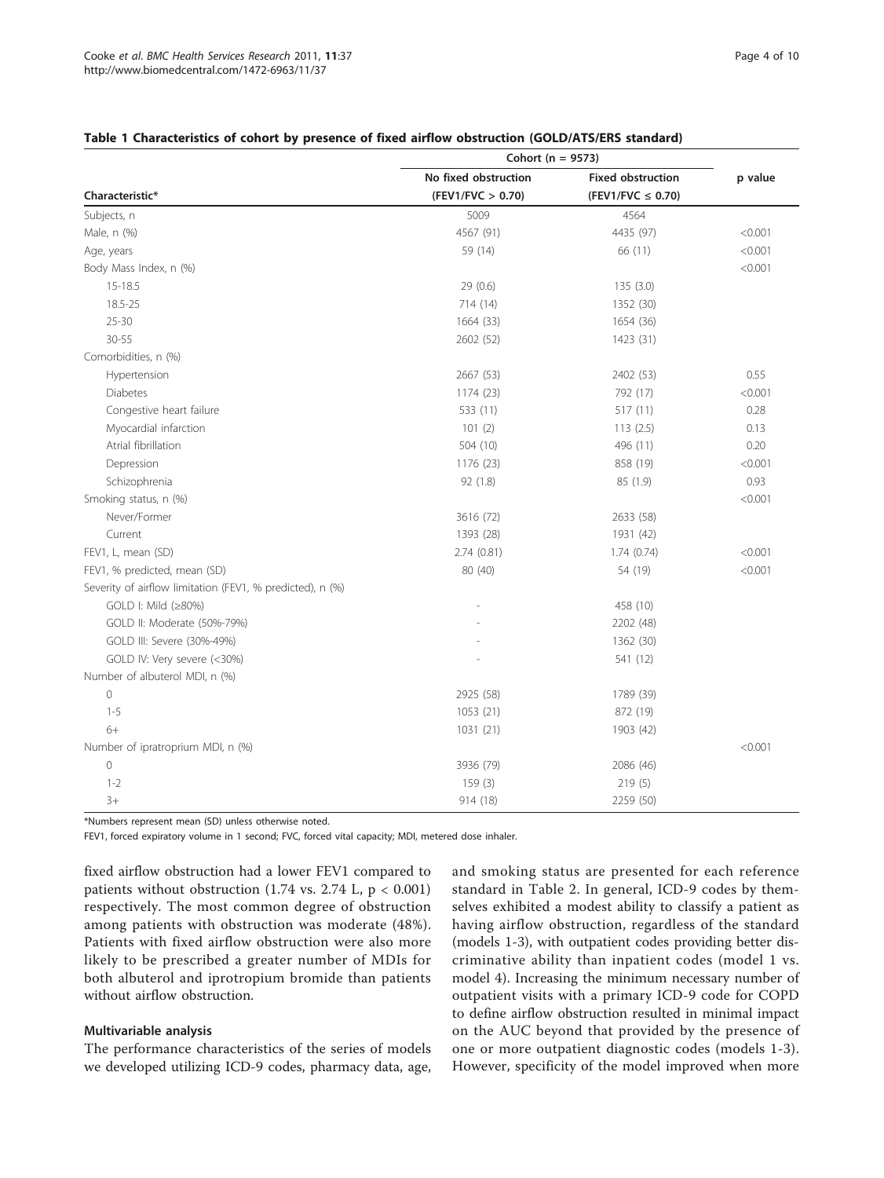**Table 1 Characteristics of cohort by presence of fixed airflow obstruction (GOLD/ATS/ERS standard)**

| | Cohort (n = 9573) | | |
|---|---|---|---|
| **Characteristic*** | **No fixed obstruction (FEV1/FVC > 0.70)** | **Fixed obstruction (FEV1/FVC ≤ 0.70)** | **p value** |
| Subjects, n | 5009 | 4564 | |
| Male, n (%) | 4567 (91) | 4435 (97) | <0.001 |
| Age, years | 59 (14) | 66 (11) | <0.001 |
| Body Mass Index, n (%) | | | <0.001 |
| 15-18.5 | 29 (0.6) | 135 (3.0) | |
| 18.5-25 | 714 (14) | 1352 (30) | |
| 25-30 | 1664 (33) | 1654 (36) | |
| 30-55 | 2602 (52) | 1423 (31) | |
| Comorbidities, n (%) | | | |
| Hypertension | 2667 (53) | 2402 (53) | 0.55 |
| Diabetes | 1174 (23) | 792 (17) | <0.001 |
| Congestive heart failure | 533 (11) | 517 (11) | 0.28 |
| Myocardial infarction | 101 (2) | 113 (2.5) | 0.13 |
| Atrial fibrillation | 504 (10) | 496 (11) | 0.20 |
| Depression | 1176 (23) | 858 (19) | <0.001 |
| Schizophrenia | 92 (1.8) | 85 (1.9) | 0.93 |
| Smoking status, n (%) | | | <0.001 |
| Never/Former | 3616 (72) | 2633 (58) | |
| Current | 1393 (28) | 1931 (42) | |
| FEV1, L, mean (SD) | 2.74 (0.81) | 1.74 (0.74) | <0.001 |
| FEV1, % predicted, mean (SD) | 80 (40) | 54 (19) | <0.001 |
| Severity of airflow limitation (FEV1, % predicted), n (%) | | | |
| GOLD I: Mild (≥80%) | - | 458 (10) | |
| GOLD II: Moderate (50%-79%) | - | 2202 (48) | |
| GOLD III: Severe (30%-49%) | - | 1362 (30) | |
| GOLD IV: Very severe (<30%) | - | 541 (12) | |
| Number of albuterol MDI, n (%) | | | |
| 0 | 2925 (58) | 1789 (39) | |
| 1-5 | 1053 (21) | 872 (19) | |
| 6+ | 1031 (21) | 1903 (42) | |
| Number of ipratroprium MDI, n (%) | | | <0.001 |
| 0 | 3936 (79) | 2086 (46) | |
| 1-2 | 159 (3) | 219 (5) | |
| 3+ | 914 (18) | 2259 (50) | |

*Numbers represent mean (SD) unless otherwise noted.

FEV1, forced expiratory volume in 1 second; FVC, forced vital capacity; MDI, metered dose inhaler.

fixed airflow obstruction had a lower FEV1 compared to patients without obstruction (1.74 vs. 2.74 L, $p < 0.001$) respectively. The most common degree of obstruction among patients with obstruction was moderate (48%). Patients with fixed airflow obstruction were also more likely to be prescribed a greater number of MDIs for both albuterol and iprotropium bromide than patients without airflow obstruction.

### Multivariable analysis

The performance characteristics of the series of models we developed utilizing ICD-9 codes, pharmacy data, age, and smoking status are presented for each reference standard in Table 2. In general, ICD-9 codes by themselves exhibited a modest ability to classify a patient as having airflow obstruction, regardless of the standard (models 1-3), with outpatient codes providing better discriminative ability than inpatient codes (model 1 vs. model 4). Increasing the minimum necessary number of outpatient visits with a primary ICD-9 code for COPD to define airflow obstruction resulted in minimal impact on the AUC beyond that provided by the presence of one or more outpatient diagnostic codes (models 1-3). However, specificity of the model improved when more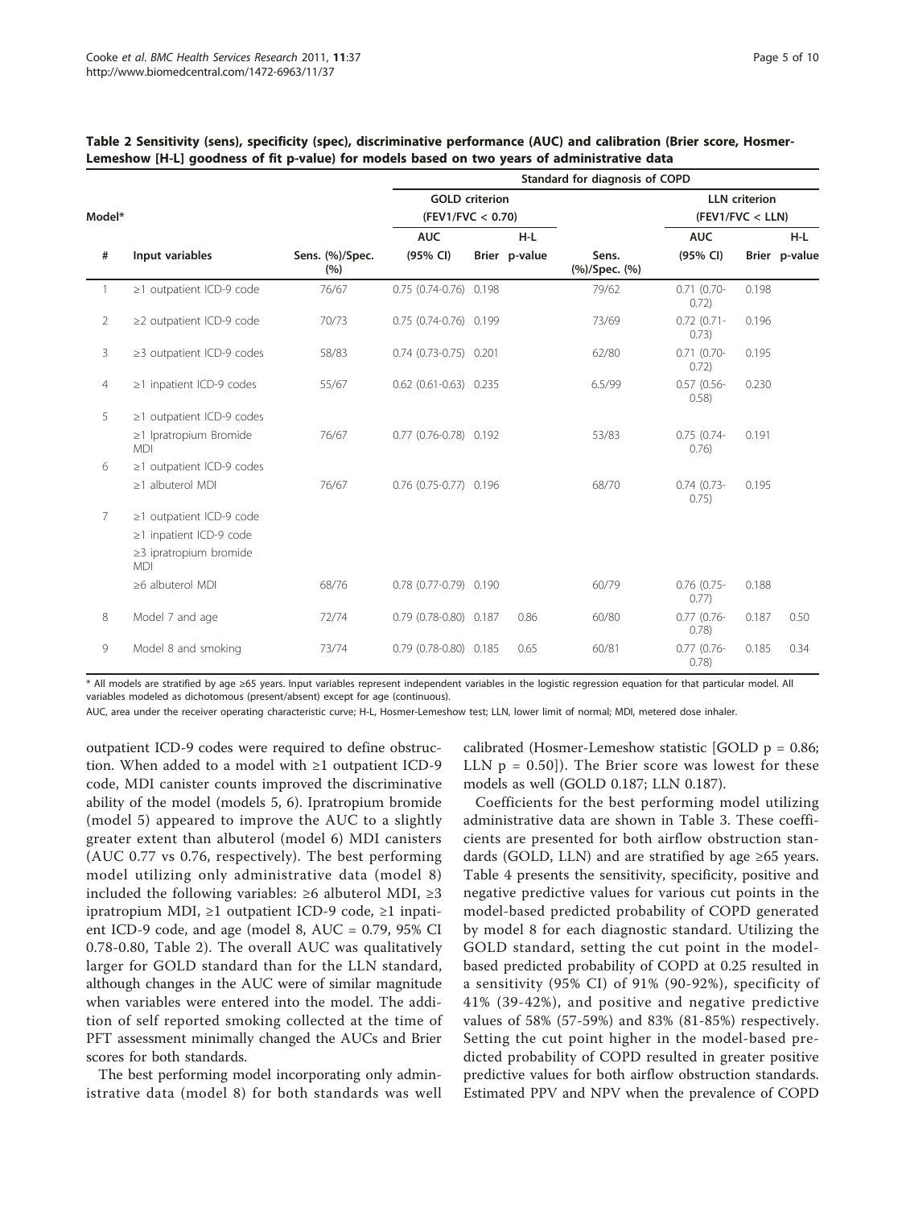**Table 2 Sensitivity (sens), specificity (spec), discriminative performance (AUC) and calibration (Brier score, Hosmer-Lemeshow [H-L] goodness of fit p-value) for models based on two years of administrative data**

| Model* | | | Standard for diagnosis of COPD | | | | | | |
|---|---|---|---|---|---|---|---|---|---|
| | | | GOLD criterion (FEV1/FVC < 0.70) | | | | LLN criterion (FEV1/FVC < LLN) | | |
| # | Input variables | Sens. (%)/Spec. (%) | AUC (95% CI) | Brier | H-L p-value | Sens. (%)/Spec. (%) | AUC (95% CI) | Brier | H-L p-value |
| 1 | ≥1 outpatient ICD-9 code | 76/67 | 0.75 (0.74-0.76) | 0.198 | | 79/62 | 0.71 (0.70-0.72) | 0.198 | |
| 2 | ≥2 outpatient ICD-9 code | 70/73 | 0.75 (0.74-0.76) | 0.199 | | 73/69 | 0.72 (0.71-0.73) | 0.196 | |
| 3 | ≥3 outpatient ICD-9 codes | 58/83 | 0.74 (0.73-0.75) | 0.201 | | 62/80 | 0.71 (0.70-0.72) | 0.195 | |
| 4 | ≥1 inpatient ICD-9 codes | 55/67 | 0.62 (0.61-0.63) | 0.235 | | 6.5/99 | 0.57 (0.56-0.58) | 0.230 | |
| 5 | ≥1 outpatient ICD-9 codes | | | | | | | | |
| | ≥1 Ipratropium Bromide MDI | 76/67 | 0.77 (0.76-0.78) | 0.192 | | 53/83 | 0.75 (0.74-0.76) | 0.191 | |
| 6 | ≥1 outpatient ICD-9 codes | | | | | | | | |
| | ≥1 albuterol MDI | 76/67 | 0.76 (0.75-0.77) | 0.196 | | 68/70 | 0.74 (0.73-0.75) | 0.195 | |
| 7 | ≥1 outpatient ICD-9 code | | | | | | | | |
| | ≥1 inpatient ICD-9 code | | | | | | | | |
| | ≥3 ipratropium bromide MDI | | | | | | | | |
| | ≥6 albuterol MDI | 68/76 | 0.78 (0.77-0.79) | 0.190 | | 60/79 | 0.76 (0.75-0.77) | 0.188 | |
| 8 | Model 7 and age | 72/74 | 0.79 (0.78-0.80) | 0.187 | 0.86 | 60/80 | 0.77 (0.76-0.78) | 0.187 | 0.50 |
| 9 | Model 8 and smoking | 73/74 | 0.79 (0.78-0.80) | 0.185 | 0.65 | 60/81 | 0.77 (0.76-0.78) | 0.185 | 0.34 |

\* All models are stratified by age ≥65 years. Input variables represent independent variables in the logistic regression equation for that particular model. All variables modeled as dichotomous (present/absent) except for age (continuous).

AUC, area under the receiver operating characteristic curve; H-L, Hosmer-Lemeshow test; LLN, lower limit of normal; MDI, metered dose inhaler.

outpatient ICD-9 codes were required to define obstruction. When added to a model with ≥1 outpatient ICD-9 code, MDI canister counts improved the discriminative ability of the model (models 5, 6). Ipratropium bromide (model 5) appeared to improve the AUC to a slightly greater extent than albuterol (model 6) MDI canisters (AUC 0.77 vs 0.76, respectively). The best performing model utilizing only administrative data (model 8) included the following variables: ≥6 albuterol MDI, ≥3 ipratropium MDI, ≥1 outpatient ICD-9 code, ≥1 inpatient ICD-9 code, and age (model 8, AUC = 0.79, 95% CI 0.78-0.80, Table 2). The overall AUC was qualitatively larger for GOLD standard than for the LLN standard, although changes in the AUC were of similar magnitude when variables were entered into the model. The addition of self reported smoking collected at the time of PFT assessment minimally changed the AUCs and Brier scores for both standards.

The best performing model incorporating only administrative data (model 8) for both standards was well calibrated (Hosmer-Lemeshow statistic [GOLD $p = 0.86$; LLN $p = 0.50$]). The Brier score was lowest for these models as well (GOLD 0.187; LLN 0.187).

Coefficients for the best performing model utilizing administrative data are shown in Table 3. These coefficients are presented for both airflow obstruction standards (GOLD, LLN) and are stratified by age ≥65 years. Table 4 presents the sensitivity, specificity, positive and negative predictive values for various cut points in the model-based predicted probability of COPD generated by model 8 for each diagnostic standard. Utilizing the GOLD standard, setting the cut point in the model-based predicted probability of COPD at 0.25 resulted in a sensitivity (95% CI) of 91% (90-92%), specificity of 41% (39-42%), and positive and negative predictive values of 58% (57-59%) and 83% (81-85%) respectively. Setting the cut point higher in the model-based predicted probability of COPD resulted in greater positive predictive values for both airflow obstruction standards. Estimated PPV and NPV when the prevalence of COPD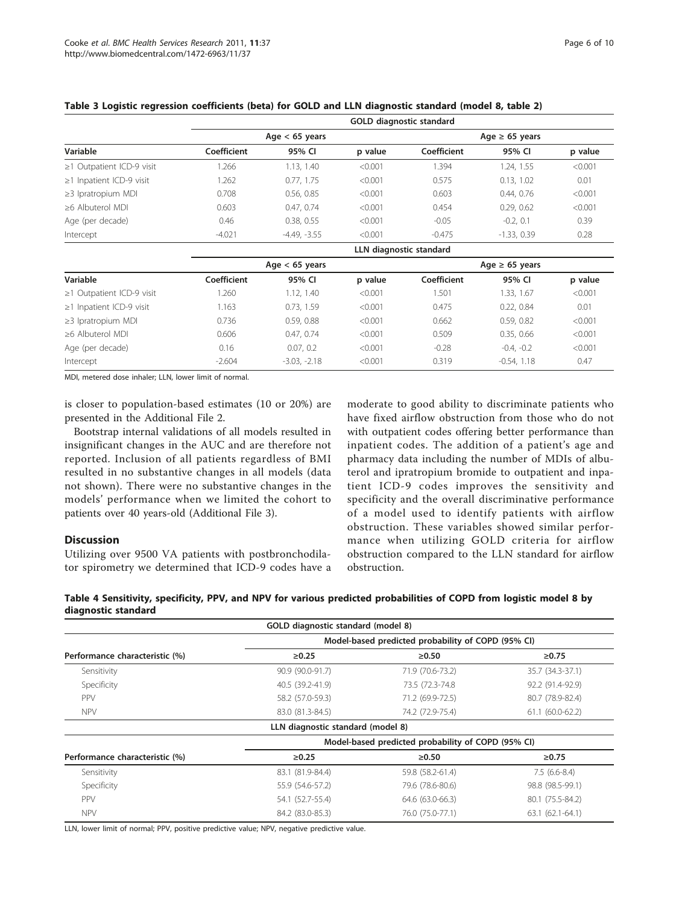**Table 3 Logistic regression coefficients (beta) for GOLD and LLN diagnostic standard (model 8, table 2)**

| | GOLD diagnostic standard | | | | | |
|---|---|---|---|---|---|---|
| | Age < 65 years | | | Age ≥ 65 years | | |
| Variable | Coefficient | 95% CI | p value | Coefficient | 95% CI | p value |
| ≥1 Outpatient ICD-9 visit | 1.266 | 1.13, 1.40 | <0.001 | 1.394 | 1.24, 1.55 | <0.001 |
| ≥1 Inpatient ICD-9 visit | 1.262 | 0.77, 1.75 | <0.001 | 0.575 | 0.13, 1.02 | 0.01 |
| ≥3 Ipratropium MDI | 0.708 | 0.56, 0.85 | <0.001 | 0.603 | 0.44, 0.76 | <0.001 |
| ≥6 Albuterol MDI | 0.603 | 0.47, 0.74 | <0.001 | 0.454 | 0.29, 0.62 | <0.001 |
| Age (per decade) | 0.46 | 0.38, 0.55 | <0.001 | -0.05 | -0.2, 0.1 | 0.39 |
| Intercept | -4.021 | -4.49, -3.55 | <0.001 | -0.475 | -1.33, 0.39 | 0.28 |
| | LLN diagnostic standard | | | | | |
| | Age < 65 years | | | Age ≥ 65 years | | |
| Variable | Coefficient | 95% CI | p value | Coefficient | 95% CI | p value |
| ≥1 Outpatient ICD-9 visit | 1.260 | 1.12, 1.40 | <0.001 | 1.501 | 1.33, 1.67 | <0.001 |
| ≥1 Inpatient ICD-9 visit | 1.163 | 0.73, 1.59 | <0.001 | 0.475 | 0.22, 0.84 | 0.01 |
| ≥3 Ipratropium MDI | 0.736 | 0.59, 0.88 | <0.001 | 0.662 | 0.59, 0.82 | <0.001 |
| ≥6 Albuterol MDI | 0.606 | 0.47, 0.74 | <0.001 | 0.509 | 0.35, 0.66 | <0.001 |
| Age (per decade) | 0.16 | 0.07, 0.2 | <0.001 | -0.28 | -0.4, -0.2 | <0.001 |
| Intercept | -2.604 | -3.03, -2.18 | <0.001 | 0.319 | -0.54, 1.18 | 0.47 |

MDI, metered dose inhaler; LLN, lower limit of normal.

is closer to population-based estimates (10 or 20%) are presented in the Additional File 2.

Bootstrap internal validations of all models resulted in insignificant changes in the AUC and are therefore not reported. Inclusion of all patients regardless of BMI resulted in no substantive changes in all models (data not shown). There were no substantive changes in the models' performance when we limited the cohort to patients over 40 years-old (Additional File 3).

## Discussion

Utilizing over 9500 VA patients with postbronchodilator spirometry we determined that ICD-9 codes have a moderate to good ability to discriminate patients who have fixed airflow obstruction from those who do not with outpatient codes offering better performance than inpatient codes. The addition of a patient's age and pharmacy data including the number of MDIs of albuterol and ipratropium bromide to outpatient and inpatient ICD-9 codes improves the sensitivity and specificity and the overall discriminative performance of a model used to identify patients with airflow obstruction. These variables showed similar performance when utilizing GOLD criteria for airflow obstruction compared to the LLN standard for airflow obstruction.

**Table 4 Sensitivity, specificity, PPV, and NPV for various predicted probabilities of COPD from logistic model 8 by diagnostic standard**

| | GOLD diagnostic standard (model 8) | | |
|---|---|---|---|
| | Model-based predicted probability of COPD (95% CI) | | |
| Performance characteristic (%) | ≥0.25 | ≥0.50 | ≥0.75 |
| Sensitivity | 90.9 (90.0-91.7) | 71.9 (70.6-73.2) | 35.7 (34.3-37.1) |
| Specificity | 40.5 (39.2-41.9) | 73.5 (72.3-74.8 | 92.2 (91.4-92.9) |
| PPV | 58.2 (57.0-59.3) | 71.2 (69.9-72.5) | 80.7 (78.9-82.4) |
| NPV | 83.0 (81.3-84.5) | 74.2 (72.9-75.4) | 61.1 (60.0-62.2) |
| | LLN diagnostic standard (model 8) | | |
| | Model-based predicted probability of COPD (95% CI) | | |
| Performance characteristic (%) | ≥0.25 | ≥0.50 | ≥0.75 |
| Sensitivity | 83.1 (81.9-84.4) | 59.8 (58.2-61.4) | 7.5 (6.6-8.4) |
| Specificity | 55.9 (54.6-57.2) | 79.6 (78.6-80.6) | 98.8 (98.5-99.1) |
| PPV | 54.1 (52.7-55.4) | 64.6 (63.0-66.3) | 80.1 (75.5-84.2) |
| NPV | 84.2 (83.0-85.3) | 76.0 (75.0-77.1) | 63.1 (62.1-64.1) |

LLN, lower limit of normal; PPV, positive predictive value; NPV, negative predictive value.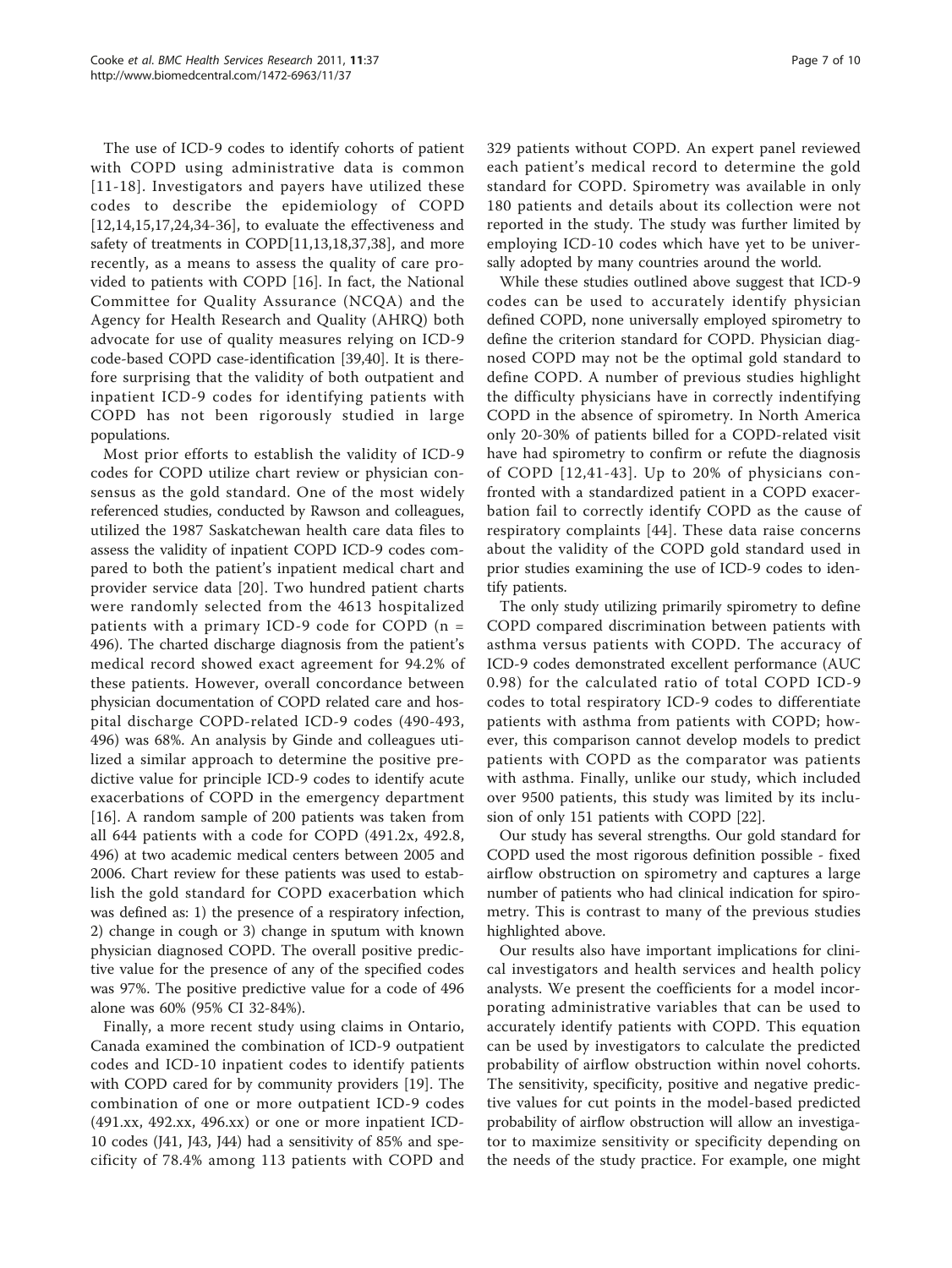The use of ICD-9 codes to identify cohorts of patient with COPD using administrative data is common [11-18]. Investigators and payers have utilized these codes to describe the epidemiology of COPD [12,14,15,17,24,34-36], to evaluate the effectiveness and safety of treatments in COPD[11,13,18,37,38], and more recently, as a means to assess the quality of care provided to patients with COPD [16]. In fact, the National Committee for Quality Assurance (NCQA) and the Agency for Health Research and Quality (AHRQ) both advocate for use of quality measures relying on ICD-9 code-based COPD case-identification [39,40]. It is therefore surprising that the validity of both outpatient and inpatient ICD-9 codes for identifying patients with COPD has not been rigorously studied in large populations.

Most prior efforts to establish the validity of ICD-9 codes for COPD utilize chart review or physician consensus as the gold standard. One of the most widely referenced studies, conducted by Rawson and colleagues, utilized the 1987 Saskatchewan health care data files to assess the validity of inpatient COPD ICD-9 codes compared to both the patient's inpatient medical chart and provider service data [20]. Two hundred patient charts were randomly selected from the 4613 hospitalized patients with a primary ICD-9 code for COPD (n = 496). The charted discharge diagnosis from the patient's medical record showed exact agreement for 94.2% of these patients. However, overall concordance between physician documentation of COPD related care and hospital discharge COPD-related ICD-9 codes (490-493, 496) was 68%. An analysis by Ginde and colleagues utilized a similar approach to determine the positive predictive value for principle ICD-9 codes to identify acute exacerbations of COPD in the emergency department [16]. A random sample of 200 patients was taken from all 644 patients with a code for COPD (491.2x, 492.8, 496) at two academic medical centers between 2005 and 2006. Chart review for these patients was used to establish the gold standard for COPD exacerbation which was defined as: 1) the presence of a respiratory infection, 2) change in cough or 3) change in sputum with known physician diagnosed COPD. The overall positive predictive value for the presence of any of the specified codes was 97%. The positive predictive value for a code of 496 alone was 60% (95% CI 32-84%).

Finally, a more recent study using claims in Ontario, Canada examined the combination of ICD-9 outpatient codes and ICD-10 inpatient codes to identify patients with COPD cared for by community providers [19]. The combination of one or more outpatient ICD-9 codes (491.xx, 492.xx, 496.xx) or one or more inpatient ICD-10 codes (J41, J43, J44) had a sensitivity of 85% and specificity of 78.4% among 113 patients with COPD and 329 patients without COPD. An expert panel reviewed each patient's medical record to determine the gold standard for COPD. Spirometry was available in only 180 patients and details about its collection were not reported in the study. The study was further limited by employing ICD-10 codes which have yet to be universally adopted by many countries around the world.

While these studies outlined above suggest that ICD-9 codes can be used to accurately identify physician defined COPD, none universally employed spirometry to define the criterion standard for COPD. Physician diagnosed COPD may not be the optimal gold standard to define COPD. A number of previous studies highlight the difficulty physicians have in correctly indentifying COPD in the absence of spirometry. In North America only 20-30% of patients billed for a COPD-related visit have had spirometry to confirm or refute the diagnosis of COPD [12,41-43]. Up to 20% of physicians confronted with a standardized patient in a COPD exacerbation fail to correctly identify COPD as the cause of respiratory complaints [44]. These data raise concerns about the validity of the COPD gold standard used in prior studies examining the use of ICD-9 codes to identify patients.

The only study utilizing primarily spirometry to define COPD compared discrimination between patients with asthma versus patients with COPD. The accuracy of ICD-9 codes demonstrated excellent performance (AUC 0.98) for the calculated ratio of total COPD ICD-9 codes to total respiratory ICD-9 codes to differentiate patients with asthma from patients with COPD; however, this comparison cannot develop models to predict patients with COPD as the comparator was patients with asthma. Finally, unlike our study, which included over 9500 patients, this study was limited by its inclusion of only 151 patients with COPD [22].

Our study has several strengths. Our gold standard for COPD used the most rigorous definition possible - fixed airflow obstruction on spirometry and captures a large number of patients who had clinical indication for spirometry. This is contrast to many of the previous studies highlighted above.

Our results also have important implications for clinical investigators and health services and health policy analysts. We present the coefficients for a model incorporating administrative variables that can be used to accurately identify patients with COPD. This equation can be used by investigators to calculate the predicted probability of airflow obstruction within novel cohorts. The sensitivity, specificity, positive and negative predictive values for cut points in the model-based predicted probability of airflow obstruction will allow an investigator to maximize sensitivity or specificity depending on the needs of the study practice. For example, one might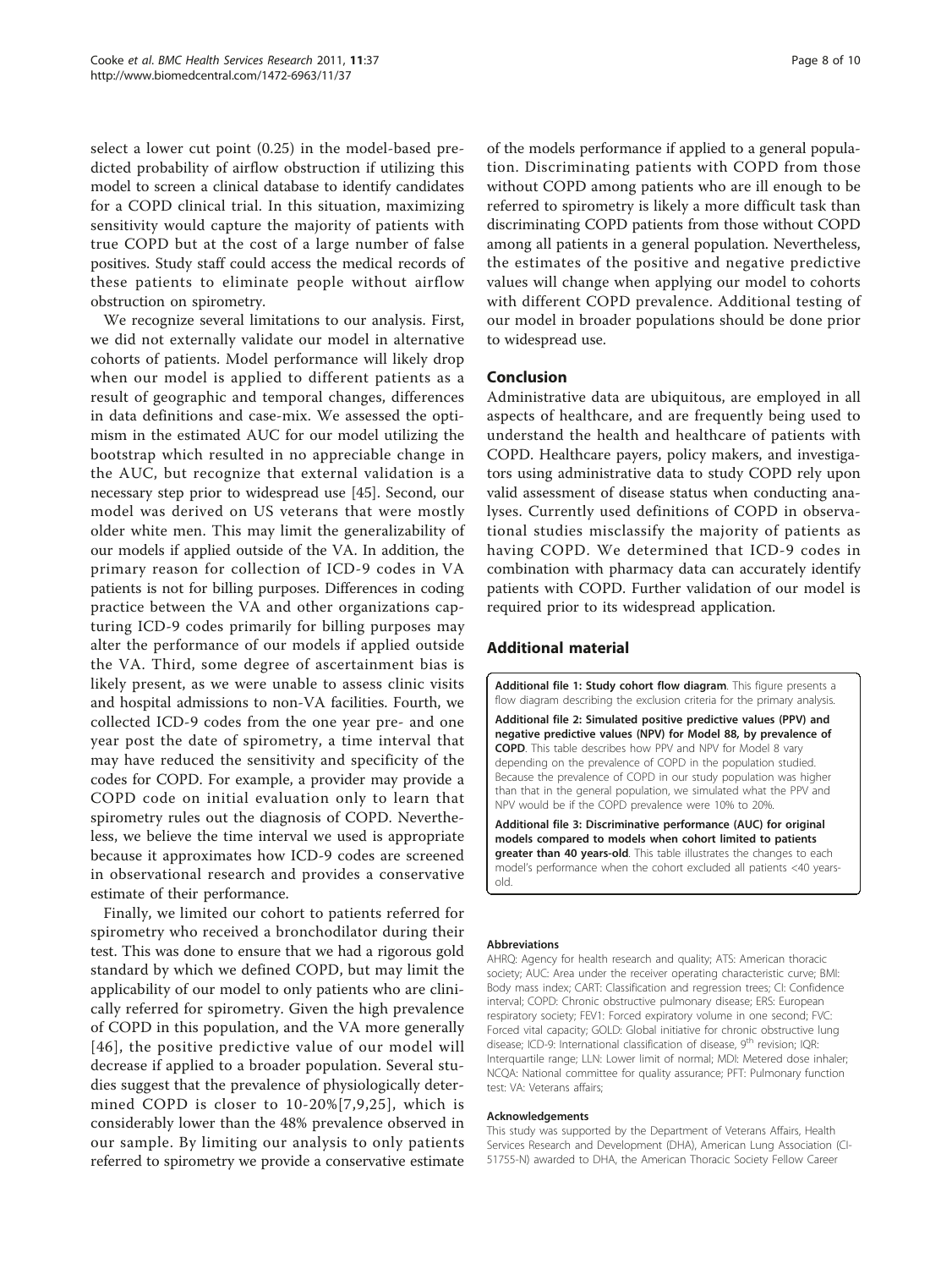select a lower cut point (0.25) in the model-based predicted probability of airflow obstruction if utilizing this model to screen a clinical database to identify candidates for a COPD clinical trial. In this situation, maximizing sensitivity would capture the majority of patients with true COPD but at the cost of a large number of false positives. Study staff could access the medical records of these patients to eliminate people without airflow obstruction on spirometry.

We recognize several limitations to our analysis. First, we did not externally validate our model in alternative cohorts of patients. Model performance will likely drop when our model is applied to different patients as a result of geographic and temporal changes, differences in data definitions and case-mix. We assessed the optimism in the estimated AUC for our model utilizing the bootstrap which resulted in no appreciable change in the AUC, but recognize that external validation is a necessary step prior to widespread use [45]. Second, our model was derived on US veterans that were mostly older white men. This may limit the generalizability of our models if applied outside of the VA. In addition, the primary reason for collection of ICD-9 codes in VA patients is not for billing purposes. Differences in coding practice between the VA and other organizations capturing ICD-9 codes primarily for billing purposes may alter the performance of our models if applied outside the VA. Third, some degree of ascertainment bias is likely present, as we were unable to assess clinic visits and hospital admissions to non-VA facilities. Fourth, we collected ICD-9 codes from the one year pre- and one year post the date of spirometry, a time interval that may have reduced the sensitivity and specificity of the codes for COPD. For example, a provider may provide a COPD code on initial evaluation only to learn that spirometry rules out the diagnosis of COPD. Nevertheless, we believe the time interval we used is appropriate because it approximates how ICD-9 codes are screened in observational research and provides a conservative estimate of their performance.

Finally, we limited our cohort to patients referred for spirometry who received a bronchodilator during their test. This was done to ensure that we had a rigorous gold standard by which we defined COPD, but may limit the applicability of our model to only patients who are clinically referred for spirometry. Given the high prevalence of COPD in this population, and the VA more generally [46], the positive predictive value of our model will decrease if applied to a broader population. Several studies suggest that the prevalence of physiologically determined COPD is closer to 10-20%[7,9,25], which is considerably lower than the 48% prevalence observed in our sample. By limiting our analysis to only patients referred to spirometry we provide a conservative estimate of the models performance if applied to a general population. Discriminating patients with COPD from those without COPD among patients who are ill enough to be referred to spirometry is likely a more difficult task than discriminating COPD patients from those without COPD among all patients in a general population. Nevertheless, the estimates of the positive and negative predictive values will change when applying our model to cohorts with different COPD prevalence. Additional testing of our model in broader populations should be done prior to widespread use.

## Conclusion

Administrative data are ubiquitous, are employed in all aspects of healthcare, and are frequently being used to understand the health and healthcare of patients with COPD. Healthcare payers, policy makers, and investigators using administrative data to study COPD rely upon valid assessment of disease status when conducting analyses. Currently used definitions of COPD in observational studies misclassify the majority of patients as having COPD. We determined that ICD-9 codes in combination with pharmacy data can accurately identify patients with COPD. Further validation of our model is required prior to its widespread application.

## Additional material

**Additional file 1: Study cohort flow diagram**. This figure presents a flow diagram describing the exclusion criteria for the primary analysis.

**Additional file 2: Simulated positive predictive values (PPV) and negative predictive values (NPV) for Model 88, by prevalence of COPD**. This table describes how PPV and NPV for Model 8 vary depending on the prevalence of COPD in the population studied. Because the prevalence of COPD in our study population was higher than that in the general population, we simulated what the PPV and NPV would be if the COPD prevalence were 10% to 20%.

**Additional file 3: Discriminative performance (AUC) for original models compared to models when cohort limited to patients greater than 40 years-old**. This table illustrates the changes to each model's performance when the cohort excluded all patients <40 years-old.

#### Abbreviations

AHRQ: Agency for health research and quality; ATS: American thoracic society; AUC: Area under the receiver operating characteristic curve; BMI: Body mass index; CART: Classification and regression trees; CI: Confidence interval; COPD: Chronic obstructive pulmonary disease; ERS: European respiratory society; FEV1: Forced expiratory volume in one second; FVC: Forced vital capacity; GOLD: Global initiative for chronic obstructive lung disease; ICD-9: International classification of disease, 9th revision; IQR: Interquartile range; LLN: Lower limit of normal; MDI: Metered dose inhaler; NCQA: National committee for quality assurance; PFT: Pulmonary function test: VA: Veterans affairs;

#### Acknowledgements

This study was supported by the Department of Veterans Affairs, Health Services Research and Development (DHA), American Lung Association (CI-51755-N) awarded to DHA, the American Thoracic Society Fellow Career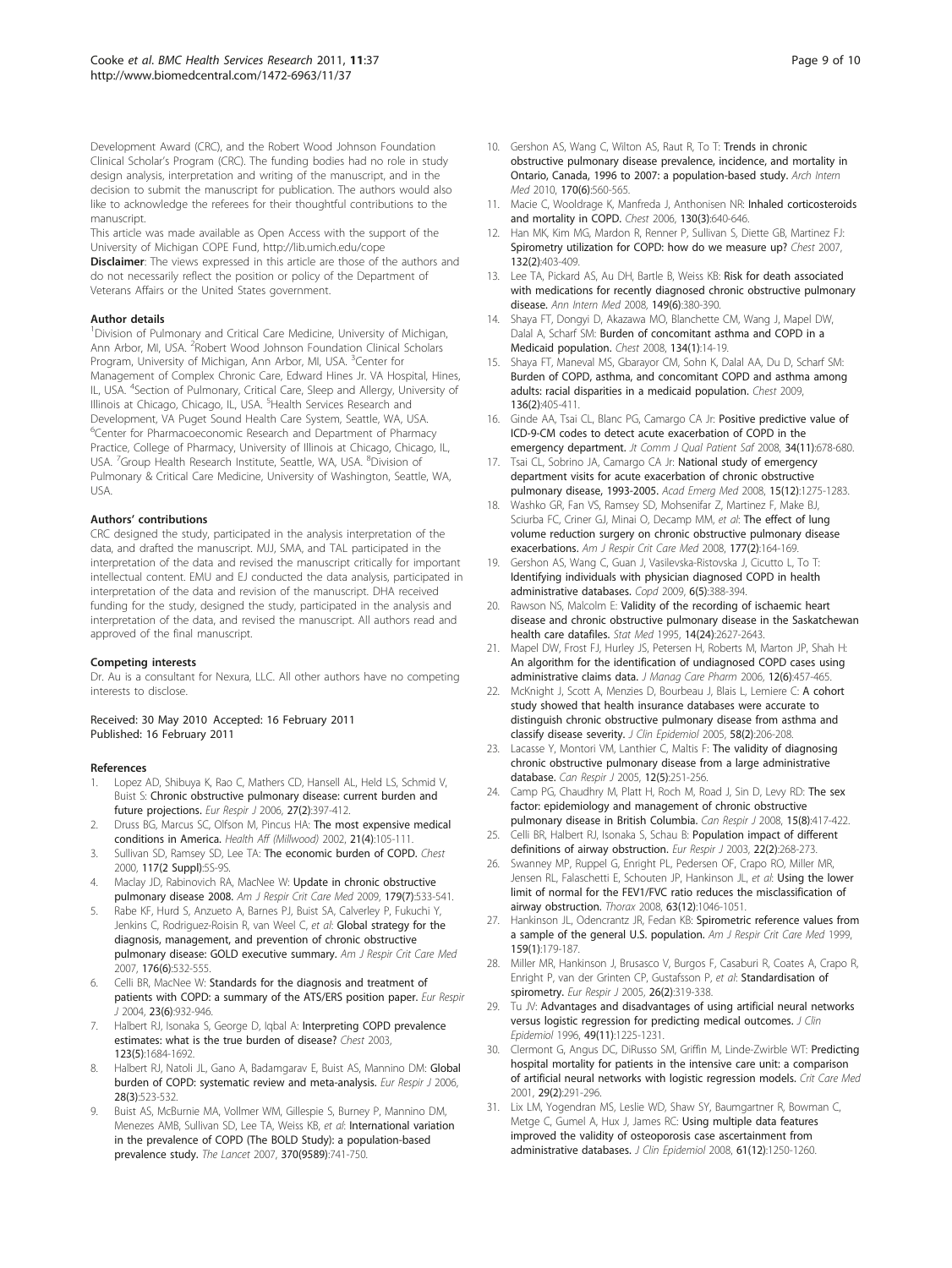Development Award (CRC), and the Robert Wood Johnson Foundation Clinical Scholar's Program (CRC). The funding bodies had no role in study design analysis, interpretation and writing of the manuscript, and in the decision to submit the manuscript for publication. The authors would also like to acknowledge the referees for their thoughtful contributions to the manuscript.

This article was made available as Open Access with the support of the University of Michigan COPE Fund, http://lib.umich.edu/cope

**Disclaimer**: The views expressed in this article are those of the authors and do not necessarily reflect the position or policy of the Department of Veterans Affairs or the United States government.

#### Author details

[1]Division of Pulmonary and Critical Care Medicine, University of Michigan, Ann Arbor, MI, USA. [2]Robert Wood Johnson Foundation Clinical Scholars Program, University of Michigan, Ann Arbor, MI, USA. [3]Center for Management of Complex Chronic Care, Edward Hines Jr. VA Hospital, Hines, IL, USA. [4]Section of Pulmonary, Critical Care, Sleep and Allergy, University of Illinois at Chicago, Chicago, IL, USA. [5]Health Services Research and Development, VA Puget Sound Health Care System, Seattle, WA, USA. [6]Center for Pharmacoeconomic Research and Department of Pharmacy Practice, College of Pharmacy, University of Illinois at Chicago, Chicago, IL, USA. [7]Group Health Research Institute, Seattle, WA, USA. [8]Division of Pulmonary & Critical Care Medicine, University of Washington, Seattle, WA, USA.

#### Authors' contributions

CRC designed the study, participated in the analysis interpretation of the data, and drafted the manuscript. MJJ, SMA, and TAL participated in the interpretation of the data and revised the manuscript critically for important intellectual content. EMU and EJ conducted the data analysis, participated in interpretation of the data and revision of the manuscript. DHA received funding for the study, designed the study, participated in the analysis and interpretation of the data, and revised the manuscript. All authors read and approved of the final manuscript.

#### Competing interests

Dr. Au is a consultant for Nexura, LLC. All other authors have no competing interests to disclose.

Received: 30 May 2010 Accepted: 16 February 2011
Published: 16 February 2011

#### References

1. Lopez AD, Shibuya K, Rao C, Mathers CD, Hansell AL, Held LS, Schmid V, Buist S: **Chronic obstructive pulmonary disease: current burden and future projections.** *Eur Respir J* 2006, **27(2)**:397-412.
2. Druss BG, Marcus SC, Olfson M, Pincus HA: **The most expensive medical conditions in America.** *Health Aff (Millwood)* 2002, **21(4)**:105-111.
3. Sullivan SD, Ramsey SD, Lee TA: **The economic burden of COPD.** *Chest* 2000, **117(2 Suppl)**:5S-9S.
4. Maclay JD, Rabinovich RA, MacNee W: **Update in chronic obstructive pulmonary disease 2008.** *Am J Respir Crit Care Med* 2009, **179(7)**:533-541.
5. Rabe KF, Hurd S, Anzueto A, Barnes PJ, Buist SA, Calverley P, Fukuchi Y, Jenkins C, Rodriguez-Roisin R, van Weel C, *et al*: **Global strategy for the diagnosis, management, and prevention of chronic obstructive pulmonary disease: GOLD executive summary.** *Am J Respir Crit Care Med* 2007, **176(6)**:532-555.
6. Celli BR, MacNee W: **Standards for the diagnosis and treatment of patients with COPD: a summary of the ATS/ERS position paper.** *Eur Respir J* 2004, **23(6)**:932-946.
7. Halbert RJ, Isonaka S, George D, Iqbal A: **Interpreting COPD prevalence estimates: what is the true burden of disease?** *Chest* 2003, **123(5)**:1684-1692.
8. Halbert RJ, Natoli JL, Gano A, Badamgarav E, Buist AS, Mannino DM: **Global burden of COPD: systematic review and meta-analysis.** *Eur Respir J* 2006, **28(3)**:523-532.
9. Buist AS, McBurnie MA, Vollmer WM, Gillespie S, Burney P, Mannino DM, Menezes AMB, Sullivan SD, Lee TA, Weiss KB, *et al*: **International variation in the prevalence of COPD (The BOLD Study): a population-based prevalence study.** *The Lancet* 2007, **370(9589)**:741-750.
10. Gershon AS, Wang C, Wilton AS, Raut R, To T: **Trends in chronic obstructive pulmonary disease prevalence, incidence, and mortality in Ontario, Canada, 1996 to 2007: a population-based study.** *Arch Intern Med* 2010, **170(6)**:560-565.
11. Macie C, Wooldrage K, Manfreda J, Anthonisen NR: **Inhaled corticosteroids and mortality in COPD.** *Chest* 2006, **130(3)**:640-646.
12. Han MK, Kim MG, Mardon R, Renner P, Sullivan S, Diette GB, Martinez FJ: **Spirometry utilization for COPD: how do we measure up?** *Chest* 2007, **132(2)**:403-409.
13. Lee TA, Pickard AS, Au DH, Bartle B, Weiss KB: **Risk for death associated with medications for recently diagnosed chronic obstructive pulmonary disease.** *Ann Intern Med* 2008, **149(6)**:380-390.
14. Shaya FT, Dongyi D, Akazawa MO, Blanchette CM, Wang J, Mapel DW, Dalal A, Scharf SM: **Burden of concomitant asthma and COPD in a Medicaid population.** *Chest* 2008, **134(1)**:14-19.
15. Shaya FT, Maneval MS, Gbarayor CM, Sohn K, Dalal AA, Du D, Scharf SM: **Burden of COPD, asthma, and concomitant COPD and asthma among adults: racial disparities in a medicaid population.** *Chest* 2009, **136(2)**:405-411.
16. Ginde AA, Tsai CL, Blanc PG, Camargo CA Jr: **Positive predictive value of ICD-9-CM codes to detect acute exacerbation of COPD in the emergency department.** *Jt Comm J Qual Patient Saf* 2008, **34(11)**:678-680.
17. Tsai CL, Sobrino JA, Camargo CA Jr: **National study of emergency department visits for acute exacerbation of chronic obstructive pulmonary disease, 1993-2005.** *Acad Emerg Med* 2008, **15(12)**:1275-1283.
18. Washko GR, Fan VS, Ramsey SD, Mohsenifar Z, Martinez F, Make BJ, Sciurba FC, Criner GJ, Minai O, Decamp MM, *et al*: **The effect of lung volume reduction surgery on chronic obstructive pulmonary disease exacerbations.** *Am J Respir Crit Care Med* 2008, **177(2)**:164-169.
19. Gershon AS, Wang C, Guan J, Vasilevska-Ristovska J, Cicutto L, To T: **Identifying individuals with physician diagnosed COPD in health administrative databases.** *Copd* 2009, **6(5)**:388-394.
20. Rawson NS, Malcolm E: **Validity of the recording of ischaemic heart disease and chronic obstructive pulmonary disease in the Saskatchewan health care datafiles.** *Stat Med* 1995, **14(24)**:2627-2643.
21. Mapel DW, Frost FJ, Hurley JS, Petersen H, Roberts M, Marton JP, Shah H: **An algorithm for the identification of undiagnosed COPD cases using administrative claims data.** *J Manag Care Pharm* 2006, **12(6)**:457-465.
22. McKnight J, Scott A, Menzies D, Bourbeau J, Blais L, Lemiere C: **A cohort study showed that health insurance databases were accurate to distinguish chronic obstructive pulmonary disease from asthma and classify disease severity.** *J Clin Epidemiol* 2005, **58(2)**:206-208.
23. Lacasse Y, Montori VM, Lanthier C, Maltis F: **The validity of diagnosing chronic obstructive pulmonary disease from a large administrative database.** *Can Respir J* 2005, **12(5)**:251-256.
24. Camp PG, Chaudhry M, Platt H, Roch M, Road J, Sin D, Levy RD: **The sex factor: epidemiology and management of chronic obstructive pulmonary disease in British Columbia.** *Can Respir J* 2008, **15(8)**:417-422.
25. Celli BR, Halbert RJ, Isonaka S, Schau B: **Population impact of different definitions of airway obstruction.** *Eur Respir J* 2003, **22(2)**:268-273.
26. Swanney MP, Ruppel G, Enright PL, Pedersen OF, Crapo RO, Miller MR, Jensen RL, Falaschetti E, Schouten JP, Hankinson JL, *et al*: **Using the lower limit of normal for the FEV1/FVC ratio reduces the misclassification of airway obstruction.** *Thorax* 2008, **63(12)**:1046-1051.
27. Hankinson JL, Odencrantz JR, Fedan KB: **Spirometric reference values from a sample of the general U.S. population.** *Am J Respir Crit Care Med* 1999, **159(1)**:179-187.
28. Miller MR, Hankinson J, Brusasco V, Burgos F, Casaburi R, Coates A, Crapo R, Enright P, van der Grinten CP, Gustafsson P, *et al*: **Standardisation of spirometry.** *Eur Respir J* 2005, **26(2)**:319-338.
29. Tu JV: **Advantages and disadvantages of using artificial neural networks versus logistic regression for predicting medical outcomes.** *J Clin Epidemiol* 1996, **49(11)**:1225-1231.
30. Clermont G, Angus DC, DiRusso SM, Griffin M, Linde-Zwirble WT: **Predicting hospital mortality for patients in the intensive care unit: a comparison of artificial neural networks with logistic regression models.** *Crit Care Med* 2001, **29(2)**:291-296.
31. Lix LM, Yogendran MS, Leslie WD, Shaw SY, Baumgartner R, Bowman C, Metge C, Gumel A, Hux J, James RC: **Using multiple data features improved the validity of osteoporosis case ascertainment from administrative databases.** *J Clin Epidemiol* 2008, **61(12)**:1250-1260.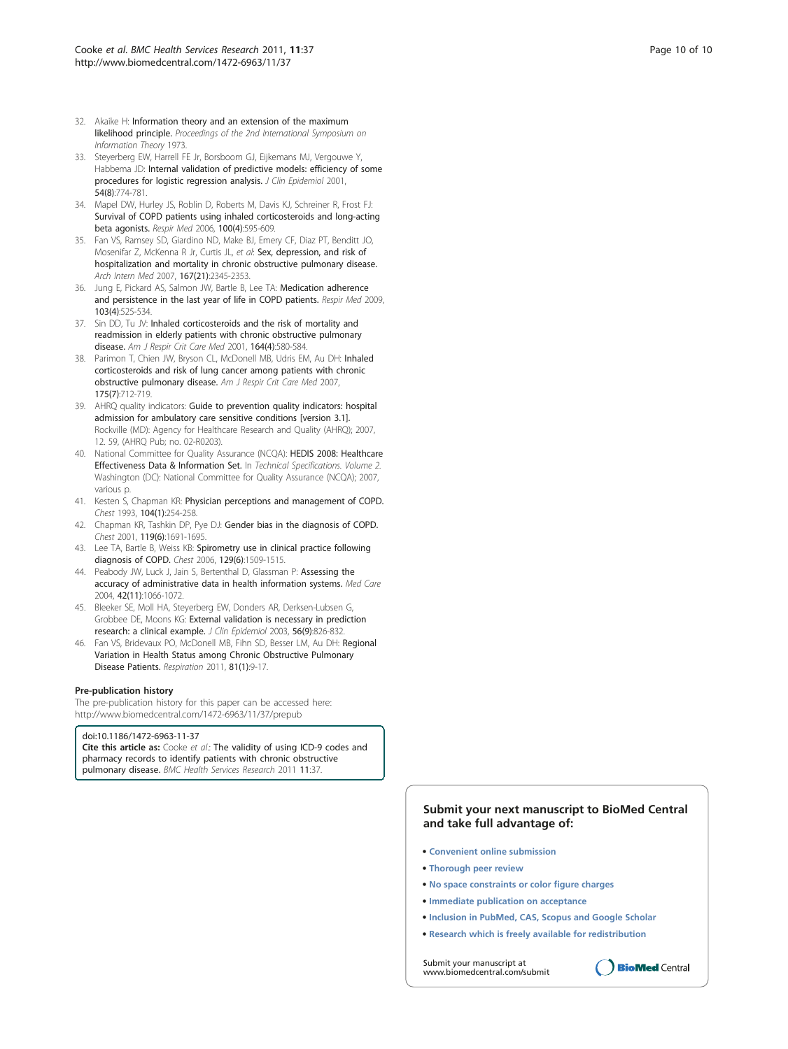32. Akaike H: Information theory and an extension of the maximum likelihood principle. *Proceedings of the 2nd International Symposium on Information Theory* 1973.
33. Steyerberg EW, Harrell FE Jr, Borsboom GJ, Eijkemans MJ, Vergouwe Y, Habbema JD: Internal validation of predictive models: efficiency of some procedures for logistic regression analysis. *J Clin Epidemiol* 2001, **54(8)**:774-781.
34. Mapel DW, Hurley JS, Roblin D, Roberts M, Davis KJ, Schreiner R, Frost FJ: Survival of COPD patients using inhaled corticosteroids and long-acting beta agonists. *Respir Med* 2006, **100(4)**:595-609.
35. Fan VS, Ramsey SD, Giardino ND, Make BJ, Emery CF, Diaz PT, Benditt JO, Mosenifar Z, McKenna R Jr, Curtis JL, *et al*: Sex, depression, and risk of hospitalization and mortality in chronic obstructive pulmonary disease. *Arch Intern Med* 2007, **167(21)**:2345-2353.
36. Jung E, Pickard AS, Salmon JW, Bartle B, Lee TA: Medication adherence and persistence in the last year of life in COPD patients. *Respir Med* 2009, **103(4)**:525-534.
37. Sin DD, Tu JV: Inhaled corticosteroids and the risk of mortality and readmission in elderly patients with chronic obstructive pulmonary disease. *Am J Respir Crit Care Med* 2001, **164(4)**:580-584.
38. Parimon T, Chien JW, Bryson CL, McDonell MB, Udris EM, Au DH: Inhaled corticosteroids and risk of lung cancer among patients with chronic obstructive pulmonary disease. *Am J Respir Crit Care Med* 2007, **175(7)**:712-719.
39. AHRQ quality indicators: Guide to prevention quality indicators: hospital admission for ambulatory care sensitive conditions [version 3.1]. Rockville (MD): Agency for Healthcare Research and Quality (AHRQ); 2007, 12. 59, (AHRQ Pub; no. 02-R0203).
40. National Committee for Quality Assurance (NCQA): HEDIS 2008: Healthcare Effectiveness Data & Information Set. In *Technical Specifications. Volume 2.* Washington (DC): National Committee for Quality Assurance (NCQA); 2007, various p.
41. Kesten S, Chapman KR: Physician perceptions and management of COPD. *Chest* 1993, **104(1)**:254-258.
42. Chapman KR, Tashkin DP, Pye DJ: Gender bias in the diagnosis of COPD. *Chest* 2001, **119(6)**:1691-1695.
43. Lee TA, Bartle B, Weiss KB: Spirometry use in clinical practice following diagnosis of COPD. *Chest* 2006, **129(6)**:1509-1515.
44. Peabody JW, Luck J, Jain S, Bertenthal D, Glassman P: Assessing the accuracy of administrative data in health information systems. *Med Care* 2004, **42(11)**:1066-1072.
45. Bleeker SE, Moll HA, Steyerberg EW, Donders AR, Derksen-Lubsen G, Grobbee DE, Moons KG: External validation is necessary in prediction research: a clinical example. *J Clin Epidemiol* 2003, **56(9)**:826-832.
46. Fan VS, Bridevaux PO, McDonell MB, Fihn SD, Besser LM, Au DH: Regional Variation in Health Status among Chronic Obstructive Pulmonary Disease Patients. *Respiration* 2011, **81(1)**:9-17.

### Pre-publication history

The pre-publication history for this paper can be accessed here:
http://www.biomedcentral.com/1472-6963/11/37/prepub

doi:10.1186/1472-6963-11-37

**Cite this article as:** Cooke *et al.*: The validity of using ICD-9 codes and pharmacy records to identify patients with chronic obstructive pulmonary disease. *BMC Health Services Research* 2011 **11**:37.

**Submit your next manuscript to BioMed Central and take full advantage of:**

- Convenient online submission
- Thorough peer review
- No space constraints or color figure charges
- Immediate publication on acceptance
- Inclusion in PubMed, CAS, Scopus and Google Scholar
- Research which is freely available for redistribution

Submit your manuscript at www.biomedcentral.com/submit

BioMed Central